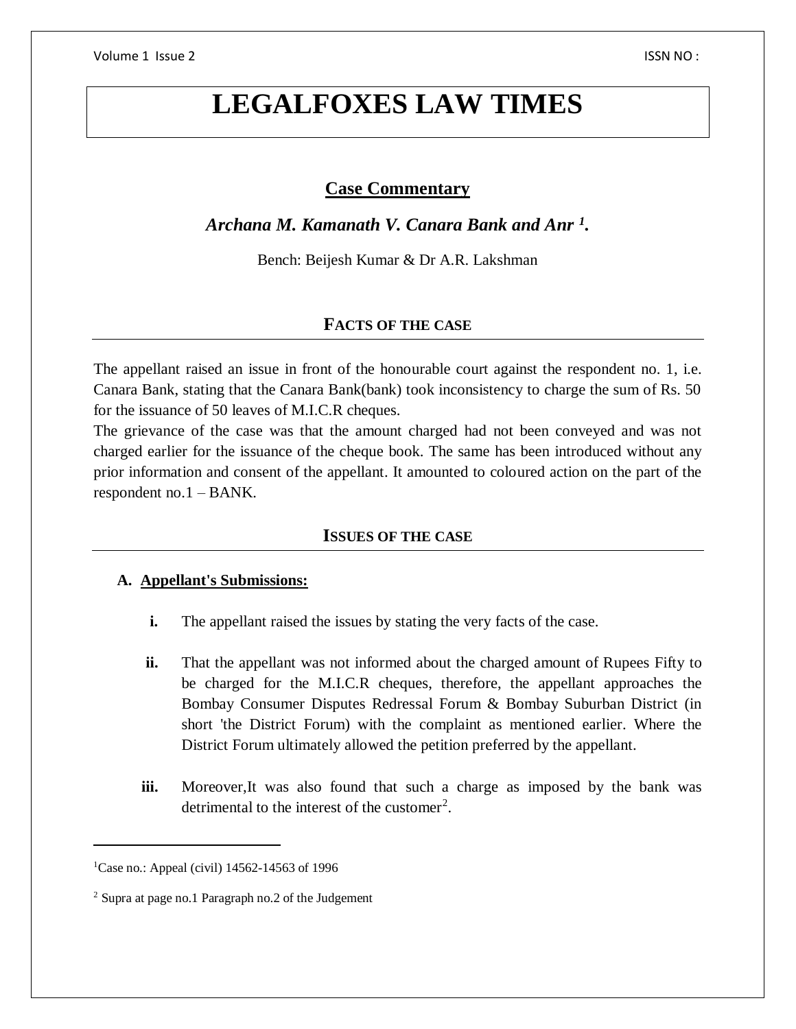# LEGALFOXES LAW TIMES

## Case Commentary

### *Archana M. Kamanath V. Canara Bank and Anr [1].*

Bench: Beijesh Kumar & Dr A.R. Lakshman

## FACTS OF THE CASE

The appellant raised an issue in front of the honourable court against the respondent no. 1, i.e. Canara Bank, stating that the Canara Bank(bank) took inconsistency to charge the sum of Rs. 50 for the issuance of 50 leaves of M.I.C.R cheques.

The grievance of the case was that the amount charged had not been conveyed and was not charged earlier for the issuance of the cheque book. The same has been introduced without any prior information and consent of the appellant. It amounted to coloured action on the part of the respondent no.1 – BANK.

## ISSUES OF THE CASE

**A. Appellant's Submissions:**

i. The appellant raised the issues by stating the very facts of the case.

ii. That the appellant was not informed about the charged amount of Rupees Fifty to be charged for the M.I.C.R cheques, therefore, the appellant approaches the Bombay Consumer Disputes Redressal Forum & Bombay Suburban District (in short 'the District Forum) with the complaint as mentioned earlier. Where the District Forum ultimately allowed the petition preferred by the appellant.

iii. Moreover,It was also found that such a charge as imposed by the bank was detrimental to the interest of the customer[2].

---

[1] Case no.: Appeal (civil) 14562-14563 of 1996

[2] Supra at page no.1 Paragraph no.2 of the Judgement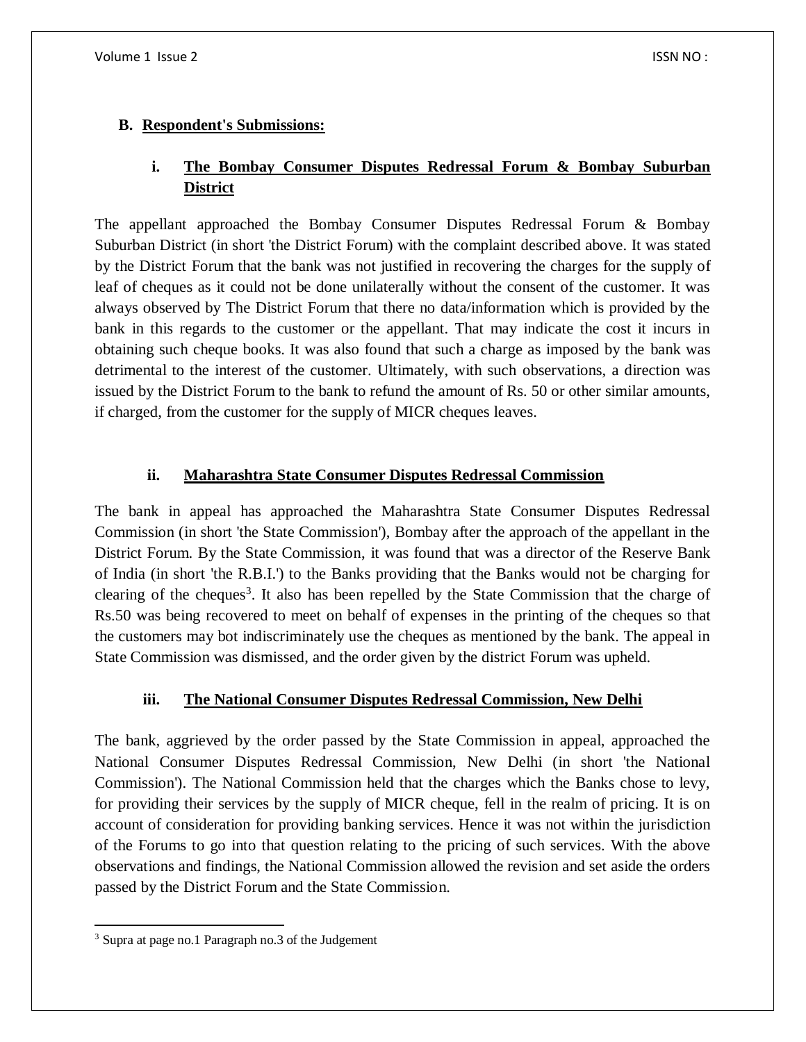## B. Respondent's Submissions:

### i. The Bombay Consumer Disputes Redressal Forum & Bombay Suburban District

The appellant approached the Bombay Consumer Disputes Redressal Forum & Bombay Suburban District (in short 'the District Forum) with the complaint described above. It was stated by the District Forum that the bank was not justified in recovering the charges for the supply of leaf of cheques as it could not be done unilaterally without the consent of the customer. It was always observed by The District Forum that there no data/information which is provided by the bank in this regards to the customer or the appellant. That may indicate the cost it incurs in obtaining such cheque books. It was also found that such a charge as imposed by the bank was detrimental to the interest of the customer. Ultimately, with such observations, a direction was issued by the District Forum to the bank to refund the amount of Rs. 50 or other similar amounts, if charged, from the customer for the supply of MICR cheques leaves.

### ii. Maharashtra State Consumer Disputes Redressal Commission

The bank in appeal has approached the Maharashtra State Consumer Disputes Redressal Commission (in short 'the State Commission'), Bombay after the approach of the appellant in the District Forum. By the State Commission, it was found that was a director of the Reserve Bank of India (in short 'the R.B.I.') to the Banks providing that the Banks would not be charging for clearing of the cheques[3]. It also has been repelled by the State Commission that the charge of Rs.50 was being recovered to meet on behalf of expenses in the printing of the cheques so that the customers may bot indiscriminately use the cheques as mentioned by the bank. The appeal in State Commission was dismissed, and the order given by the district Forum was upheld.

### iii. The National Consumer Disputes Redressal Commission, New Delhi

The bank, aggrieved by the order passed by the State Commission in appeal, approached the National Consumer Disputes Redressal Commission, New Delhi (in short 'the National Commission'). The National Commission held that the charges which the Banks chose to levy, for providing their services by the supply of MICR cheque, fell in the realm of pricing. It is on account of consideration for providing banking services. Hence it was not within the jurisdiction of the Forums to go into that question relating to the pricing of such services. With the above observations and findings, the National Commission allowed the revision and set aside the orders passed by the District Forum and the State Commission.

---

[3] Supra at page no.1 Paragraph no.3 of the Judgement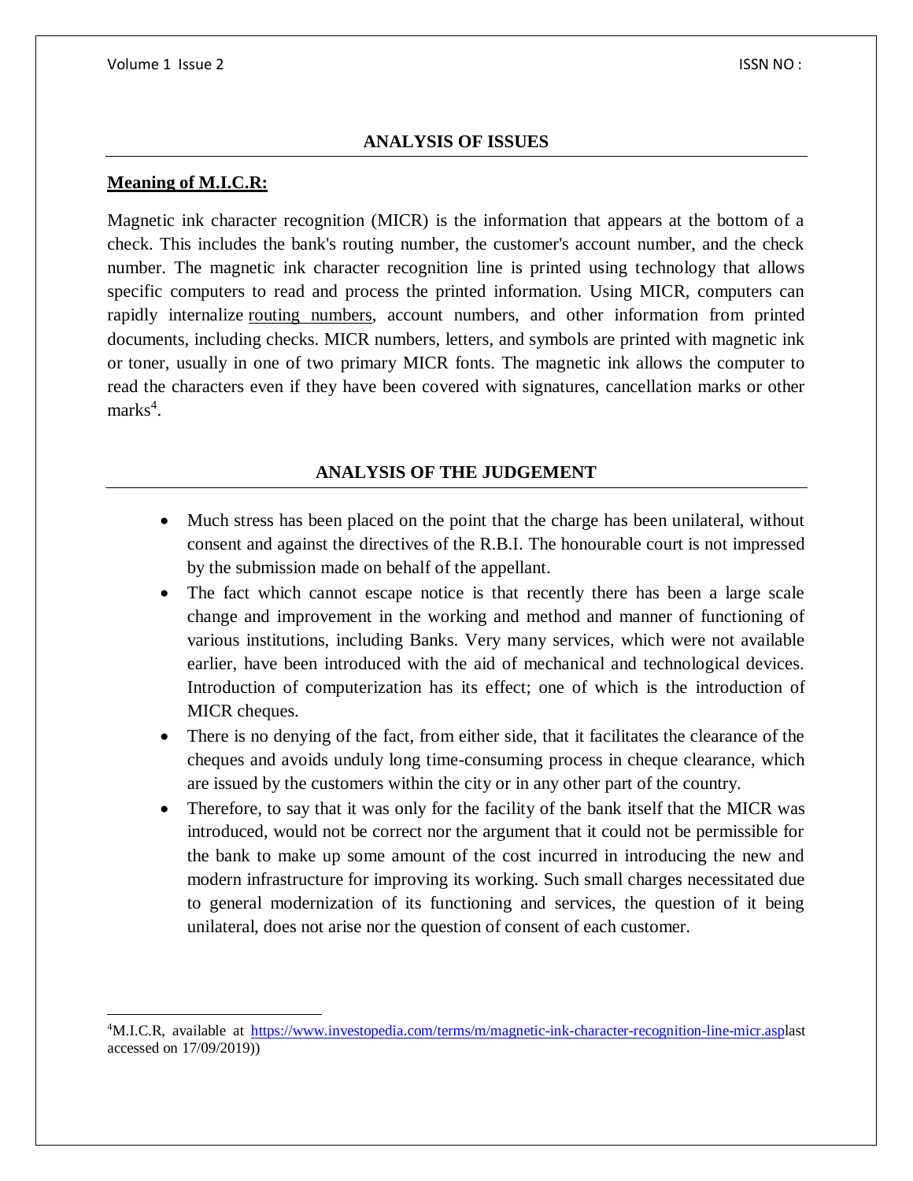## ANALYSIS OF ISSUES

**Meaning of M.I.C.R:**

Magnetic ink character recognition (MICR) is the information that appears at the bottom of a check. This includes the bank's routing number, the customer's account number, and the check number. The magnetic ink character recognition line is printed using technology that allows specific computers to read and process the printed information. Using MICR, computers can rapidly internalize routing numbers, account numbers, and other information from printed documents, including checks. MICR numbers, letters, and symbols are printed with magnetic ink or toner, usually in one of two primary MICR fonts. The magnetic ink allows the computer to read the characters even if they have been covered with signatures, cancellation marks or other marks[4].

## ANALYSIS OF THE JUDGEMENT

- Much stress has been placed on the point that the charge has been unilateral, without consent and against the directives of the R.B.I. The honourable court is not impressed by the submission made on behalf of the appellant.
- The fact which cannot escape notice is that recently there has been a large scale change and improvement in the working and method and manner of functioning of various institutions, including Banks. Very many services, which were not available earlier, have been introduced with the aid of mechanical and technological devices. Introduction of computerization has its effect; one of which is the introduction of MICR cheques.
- There is no denying of the fact, from either side, that it facilitates the clearance of the cheques and avoids unduly long time-consuming process in cheque clearance, which are issued by the customers within the city or in any other part of the country.
- Therefore, to say that it was only for the facility of the bank itself that the MICR was introduced, would not be correct nor the argument that it could not be permissible for the bank to make up some amount of the cost incurred in introducing the new and modern infrastructure for improving its working. Such small charges necessitated due to general modernization of its functioning and services, the question of it being unilateral, does not arise nor the question of consent of each customer.

---

[4] M.I.C.R, available at https://www.investopedia.com/terms/m/magnetic-ink-character-recognition-line-micr.asplast accessed on 17/09/2019))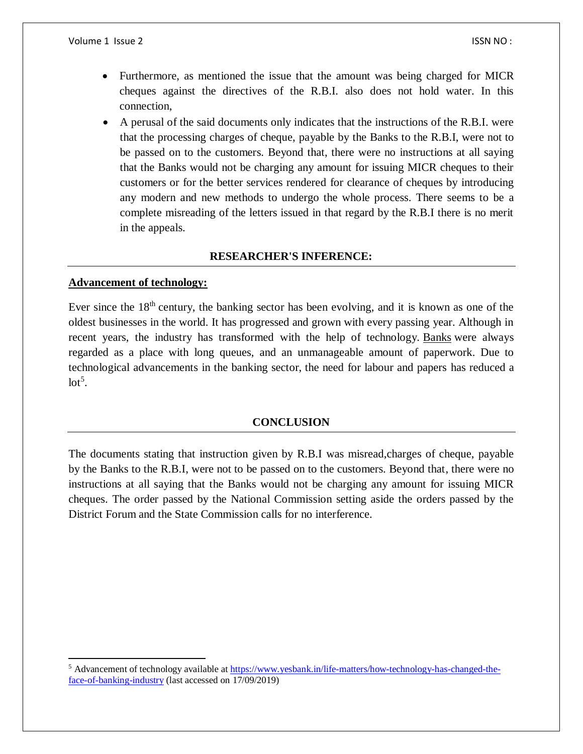- Furthermore, as mentioned the issue that the amount was being charged for MICR cheques against the directives of the R.B.I. also does not hold water. In this connection,
- A perusal of the said documents only indicates that the instructions of the R.B.I. were that the processing charges of cheque, payable by the Banks to the R.B.I, were not to be passed on to the customers. Beyond that, there were no instructions at all saying that the Banks would not be charging any amount for issuing MICR cheques to their customers or for the better services rendered for clearance of cheques by introducing any modern and new methods to undergo the whole process. There seems to be a complete misreading of the letters issued in that regard by the R.B.I there is no merit in the appeals.

## RESEARCHER'S INFERENCE:

**Advancement of technology:**

Ever since the 18th century, the banking sector has been evolving, and it is known as one of the oldest businesses in the world. It has progressed and grown with every passing year. Although in recent years, the industry has transformed with the help of technology. Banks were always regarded as a place with long queues, and an unmanageable amount of paperwork. Due to technological advancements in the banking sector, the need for labour and papers has reduced a lot[5].

## CONCLUSION

The documents stating that instruction given by R.B.I was misread,charges of cheque, payable by the Banks to the R.B.I, were not to be passed on to the customers. Beyond that, there were no instructions at all saying that the Banks would not be charging any amount for issuing MICR cheques. The order passed by the National Commission setting aside the orders passed by the District Forum and the State Commission calls for no interference.

---

[5] Advancement of technology available at https://www.yesbank.in/life-matters/how-technology-has-changed-the-face-of-banking-industry (last accessed on 17/09/2019)